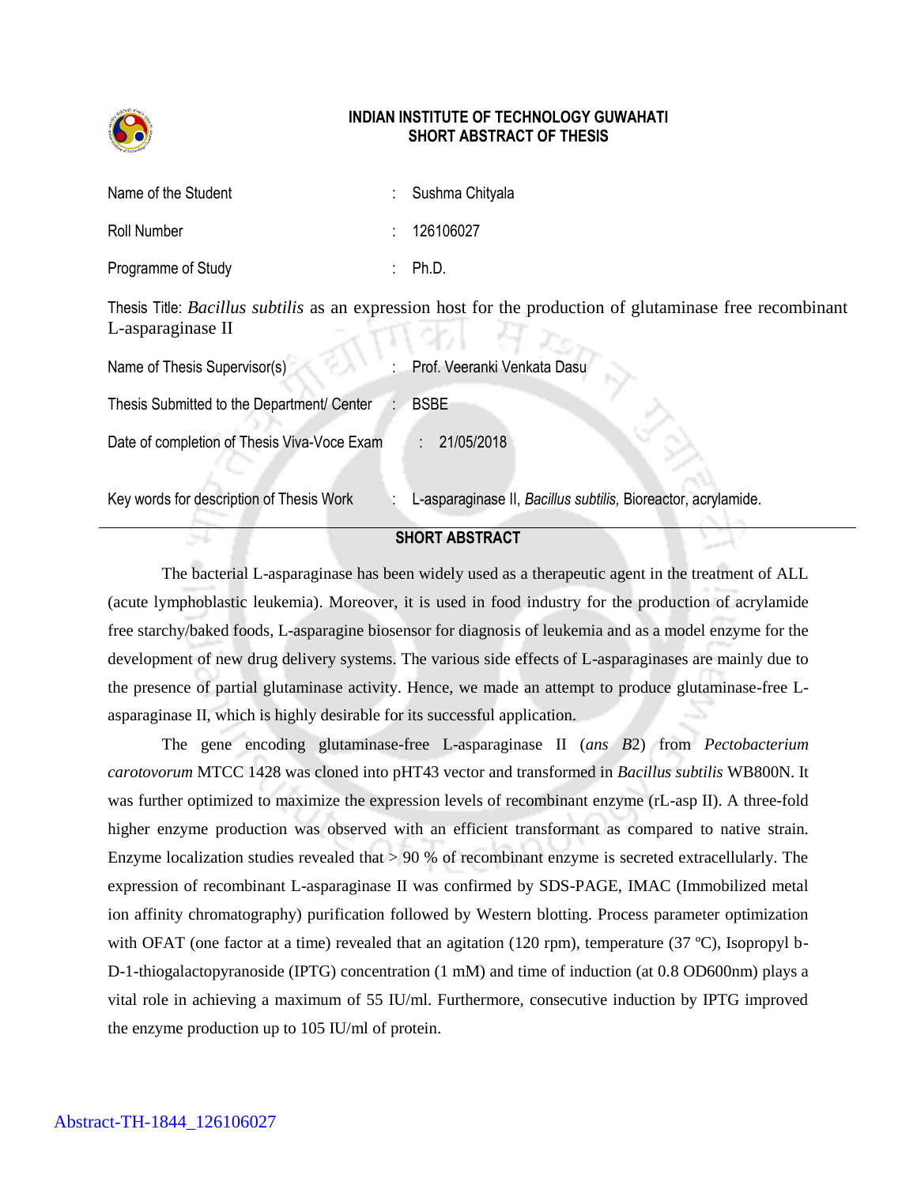**INDIAN INSTITUTE OF TECHNOLOGY GUWAHATI**
**SHORT ABSTRACT OF THESIS**

| | | |
|---|---|---|
| Name of the Student | : | Sushma Chityala |
| Roll Number | : | 126106027 |
| Programme of Study | : | Ph.D. |

Thesis Title: *Bacillus subtilis* as an expression host for the production of glutaminase free recombinant L-asparaginase II

| | | |
|---|---|---|
| Name of Thesis Supervisor(s) | : | Prof. Veeranki Venkata Dasu |
| Thesis Submitted to the Department/ Center | : | BSBE |
| Date of completion of Thesis Viva-Voce Exam | : | 21/05/2018 |
| Key words for description of Thesis Work | : | L-asparaginase II, *Bacillus subtilis,* Bioreactor, acrylamide. |

## SHORT ABSTRACT

The bacterial L-asparaginase has been widely used as a therapeutic agent in the treatment of ALL (acute lymphoblastic leukemia). Moreover, it is used in food industry for the production of acrylamide free starchy/baked foods, L-asparagine biosensor for diagnosis of leukemia and as a model enzyme for the development of new drug delivery systems. The various side effects of L-asparaginases are mainly due to the presence of partial glutaminase activity. Hence, we made an attempt to produce glutaminase-free L-asparaginase II, which is highly desirable for its successful application.

The gene encoding glutaminase-free L-asparaginase II (*ans B*2) from *Pectobacterium carotovorum* MTCC 1428 was cloned into pHT43 vector and transformed in *Bacillus subtilis* WB800N. It was further optimized to maximize the expression levels of recombinant enzyme (rL-asp II). A three-fold higher enzyme production was observed with an efficient transformant as compared to native strain. Enzyme localization studies revealed that > 90 % of recombinant enzyme is secreted extracellularly. The expression of recombinant L-asparaginase II was confirmed by SDS-PAGE, IMAC (Immobilized metal ion affinity chromatography) purification followed by Western blotting. Process parameter optimization with OFAT (one factor at a time) revealed that an agitation (120 rpm), temperature (37 ºC), Isopropyl b-D-1-thiogalactopyranoside (IPTG) concentration (1 mM) and time of induction (at 0.8 OD600nm) plays a vital role in achieving a maximum of 55 IU/ml. Furthermore, consecutive induction by IPTG improved the enzyme production up to 105 IU/ml of protein.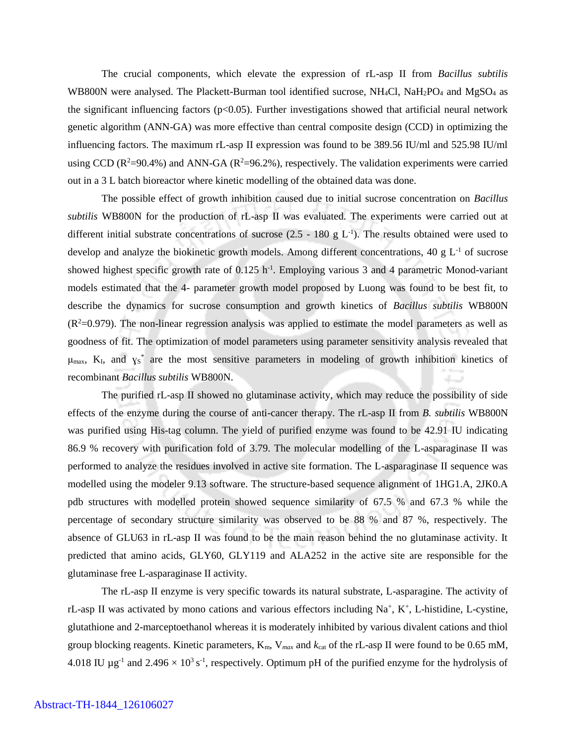The crucial components, which elevate the expression of rL-asp II from *Bacillus subtilis* WB800N were analysed. The Plackett-Burman tool identified sucrose, $NH_4Cl$, $NaH_2PO_4$ and $MgSO_4$ as the significant influencing factors ($p<0.05$). Further investigations showed that artificial neural network genetic algorithm (ANN-GA) was more effective than central composite design (CCD) in optimizing the influencing factors. The maximum rL-asp II expression was found to be 389.56 IU/ml and 525.98 IU/ml using CCD ($R^2$=90.4%) and ANN-GA ($R^2$=96.2%), respectively. The validation experiments were carried out in a 3 L batch bioreactor where kinetic modelling of the obtained data was done.

The possible effect of growth inhibition caused due to initial sucrose concentration on *Bacillus subtilis* WB800N for the production of rL-asp II was evaluated. The experiments were carried out at different initial substrate concentrations of sucrose (2.5 - 180 g $L^{-1}$). The results obtained were used to develop and analyze the biokinetic growth models. Among different concentrations, 40 g $L^{-1}$ of sucrose showed highest specific growth rate of 0.125 $h^{-1}$. Employing various 3 and 4 parametric Monod-variant models estimated that the 4- parameter growth model proposed by Luong was found to be best fit, to describe the dynamics for sucrose consumption and growth kinetics of *Bacillus subtilis* WB800N ($R^2$=0.979). The non-linear regression analysis was applied to estimate the model parameters as well as goodness of fit. The optimization of model parameters using parameter sensitivity analysis revealed that $\mu_{max}$, $K_I$, and $\gamma_S^*$ are the most sensitive parameters in modeling of growth inhibition kinetics of recombinant *Bacillus subtilis* WB800N.

The purified rL-asp II showed no glutaminase activity, which may reduce the possibility of side effects of the enzyme during the course of anti-cancer therapy. The rL-asp II from *B. subtilis* WB800N was purified using His-tag column. The yield of purified enzyme was found to be 42.91 IU indicating 86.9 % recovery with purification fold of 3.79. The molecular modelling of the L-asparaginase II was performed to analyze the residues involved in active site formation. The L-asparaginase II sequence was modelled using the modeler 9.13 software. The structure-based sequence alignment of 1HG1.A, 2JK0.A pdb structures with modelled protein showed sequence similarity of 67.5 % and 67.3 % while the percentage of secondary structure similarity was observed to be 88 % and 87 %, respectively. The absence of GLU63 in rL-asp II was found to be the main reason behind the no glutaminase activity. It predicted that amino acids, GLY60, GLY119 and ALA252 in the active site are responsible for the glutaminase free L-asparaginase II activity.

The rL-asp II enzyme is very specific towards its natural substrate, L-asparagine. The activity of rL-asp II was activated by mono cations and various effectors including $Na^+$, $K^+$, L-histidine, L-cystine, glutathione and 2-marceptoethanol whereas it is moderately inhibited by various divalent cations and thiol group blocking reagents. Kinetic parameters, $K_m$, $V_{max}$ and $k_{cat}$ of the rL-asp II were found to be 0.65 mM, 4.018 IU $\mu g^{-1}$ and $2.496 \times 10^3$ $s^{-1}$, respectively. Optimum pH of the purified enzyme for the hydrolysis of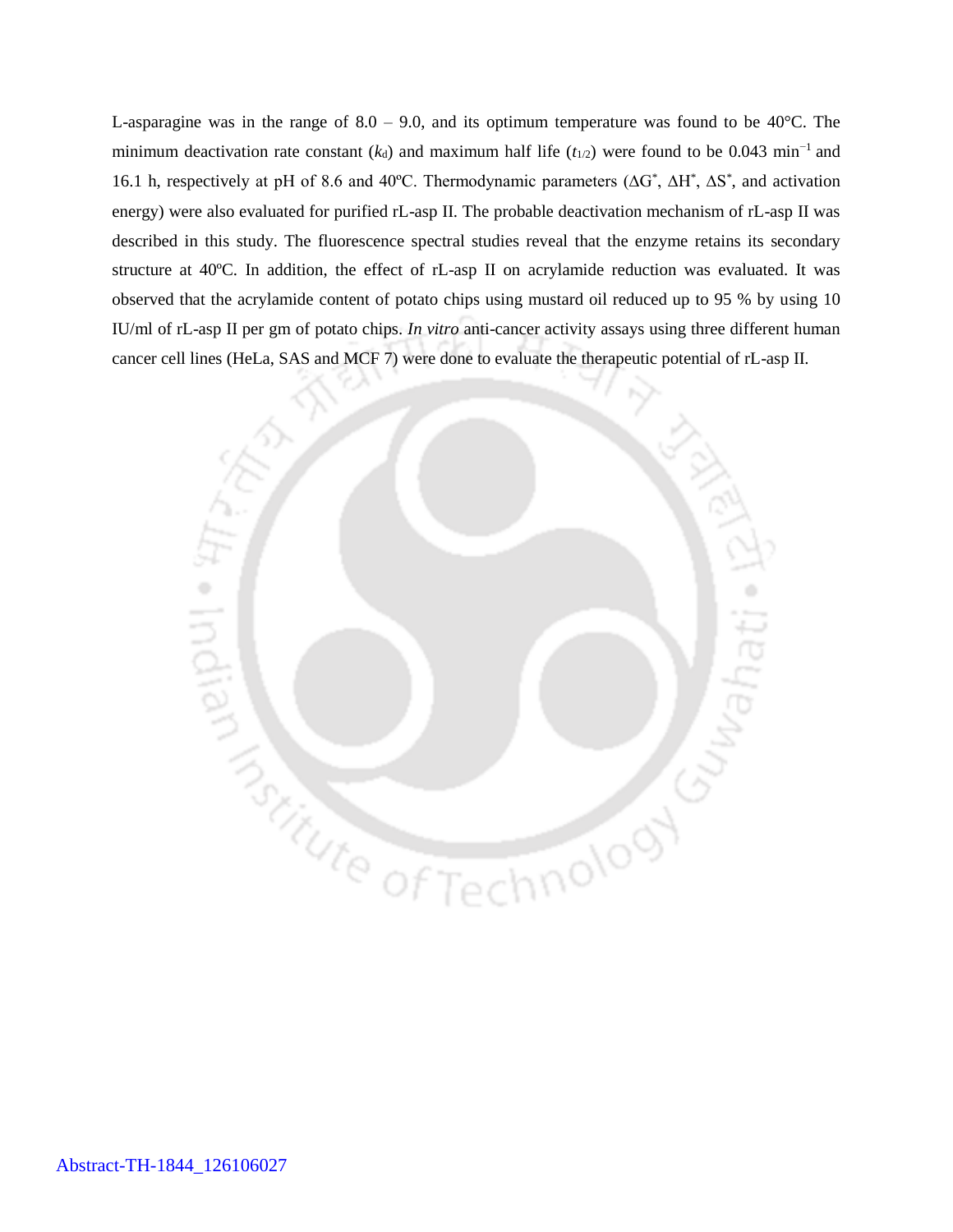L-asparagine was in the range of 8.0 – 9.0, and its optimum temperature was found to be 40°C. The minimum deactivation rate constant ($k_d$) and maximum half life ($t_{1/2}$) were found to be 0.043 $min^{-1}$ and 16.1 h, respectively at pH of 8.6 and 40ºC. Thermodynamic parameters ($\Delta G^*$, $\Delta H^*$, $\Delta S^*$, and activation energy) were also evaluated for purified rL-asp II. The probable deactivation mechanism of rL-asp II was described in this study. The fluorescence spectral studies reveal that the enzyme retains its secondary structure at 40ºC. In addition, the effect of rL-asp II on acrylamide reduction was evaluated. It was observed that the acrylamide content of potato chips using mustard oil reduced up to 95 % by using 10 IU/ml of rL-asp II per gm of potato chips. *In vitro* anti-cancer activity assays using three different human cancer cell lines (HeLa, SAS and MCF 7) were done to evaluate the therapeutic potential of rL-asp II.